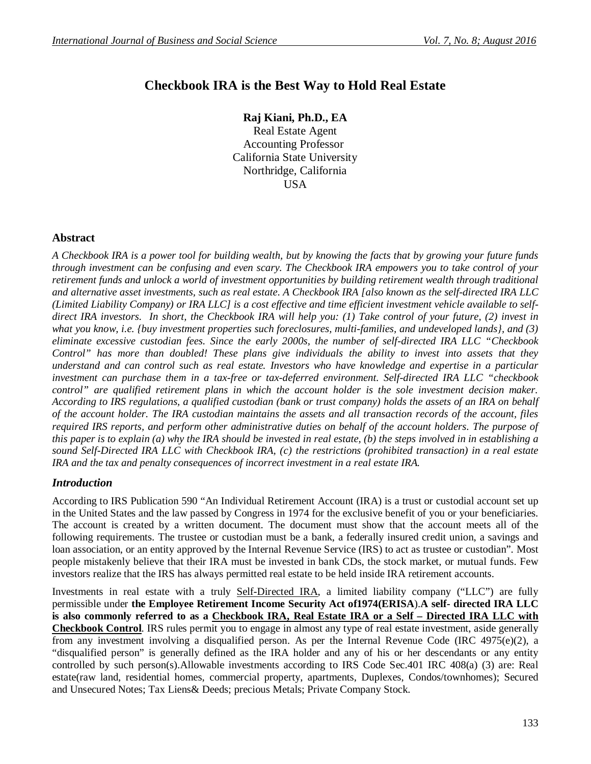# Checkbook IRA is the Best Way to Hold Real Estate

**Raj Kiani, Ph.D., EA**
Real Estate Agent
Accounting Professor
California State University
Northridge, California
USA

## Abstract

*A Checkbook IRA is a power tool for building wealth, but by knowing the facts that by growing your future funds through investment can be confusing and even scary. The Checkbook IRA empowers you to take control of your retirement funds and unlock a world of investment opportunities by building retirement wealth through traditional and alternative asset investments, such as real estate. A Checkbook IRA [also known as the self-directed IRA LLC (Limited Liability Company) or IRA LLC] is a cost effective and time efficient investment vehicle available to self-direct IRA investors. In short, the Checkbook IRA will help you: (1) Take control of your future, (2) invest in what you know, i.e. {buy investment properties such foreclosures, multi-families, and undeveloped lands}, and (3) eliminate excessive custodian fees. Since the early 2000s, the number of self-directed IRA LLC "Checkbook Control" has more than doubled! These plans give individuals the ability to invest into assets that they understand and can control such as real estate. Investors who have knowledge and expertise in a particular investment can purchase them in a tax-free or tax-deferred environment. Self-directed IRA LLC "checkbook control" are qualified retirement plans in which the account holder is the sole investment decision maker. According to IRS regulations, a qualified custodian (bank or trust company) holds the assets of an IRA on behalf of the account holder. The IRA custodian maintains the assets and all transaction records of the account, files required IRS reports, and perform other administrative duties on behalf of the account holders. The purpose of this paper is to explain (a) why the IRA should be invested in real estate, (b) the steps involved in in establishing a sound Self-Directed IRA LLC with Checkbook IRA, (c) the restrictions (prohibited transaction) in a real estate IRA and the tax and penalty consequences of incorrect investment in a real estate IRA.*

## *Introduction*

According to IRS Publication 590 "An Individual Retirement Account (IRA) is a trust or custodial account set up in the United States and the law passed by Congress in 1974 for the exclusive benefit of you or your beneficiaries. The account is created by a written document. The document must show that the account meets all of the following requirements. The trustee or custodian must be a bank, a federally insured credit union, a savings and loan association, or an entity approved by the Internal Revenue Service (IRS) to act as trustee or custodian". Most people mistakenly believe that their IRA must be invested in bank CDs, the stock market, or mutual funds. Few investors realize that the IRS has always permitted real estate to be held inside IRA retirement accounts.

Investments in real estate with a truly Self-Directed IRA, a limited liability company ("LLC") are fully permissible under **the Employee Retirement Income Security Act of1974(ERISA)**.**A self- directed IRA LLC is also commonly referred to as a Checkbook IRA, Real Estate IRA or a Self – Directed IRA LLC with Checkbook Control**. IRS rules permit you to engage in almost any type of real estate investment, aside generally from any investment involving a disqualified person. As per the Internal Revenue Code (IRC 4975(e)(2), a "disqualified person" is generally defined as the IRA holder and any of his or her descendants or any entity controlled by such person(s).Allowable investments according to IRS Code Sec.401 IRC 408(a) (3) are: Real estate(raw land, residential homes, commercial property, apartments, Duplexes, Condos/townhomes); Secured and Unsecured Notes; Tax Liens& Deeds; precious Metals; Private Company Stock.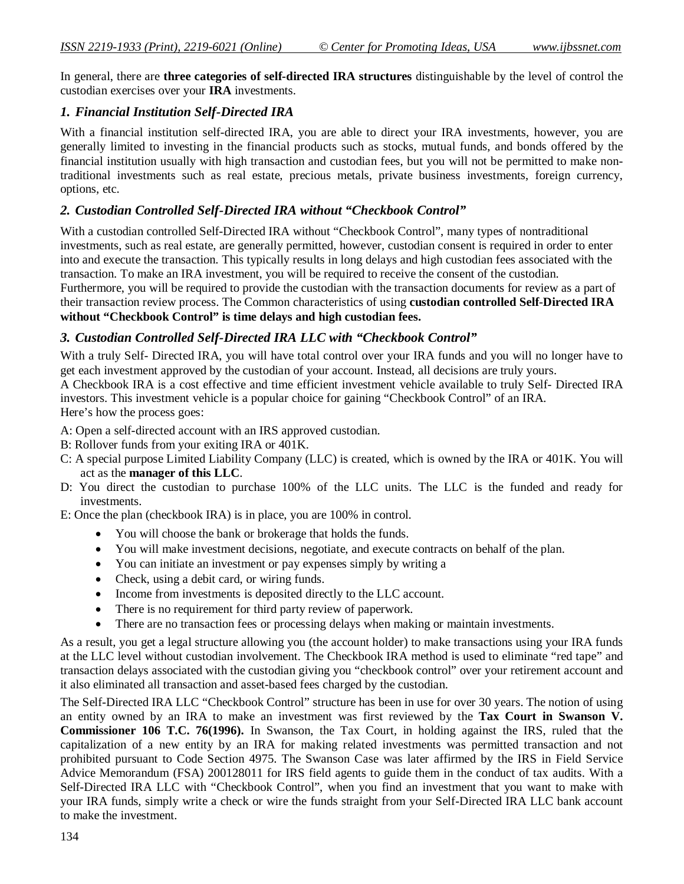In general, there are **three categories of self-directed IRA structures** distinguishable by the level of control the custodian exercises over your **IRA** investments.

### *1. Financial Institution Self-Directed IRA*

With a financial institution self-directed IRA, you are able to direct your IRA investments, however, you are generally limited to investing in the financial products such as stocks, mutual funds, and bonds offered by the financial institution usually with high transaction and custodian fees, but you will not be permitted to make non-traditional investments such as real estate, precious metals, private business investments, foreign currency, options, etc.

### *2. Custodian Controlled Self-Directed IRA without "Checkbook Control"*

With a custodian controlled Self-Directed IRA without "Checkbook Control", many types of nontraditional investments, such as real estate, are generally permitted, however, custodian consent is required in order to enter into and execute the transaction. This typically results in long delays and high custodian fees associated with the transaction. To make an IRA investment, you will be required to receive the consent of the custodian. Furthermore, you will be required to provide the custodian with the transaction documents for review as a part of their transaction review process. The Common characteristics of using **custodian controlled Self-Directed IRA without "Checkbook Control" is time delays and high custodian fees.**

### *3. Custodian Controlled Self-Directed IRA LLC with "Checkbook Control"*

With a truly Self- Directed IRA, you will have total control over your IRA funds and you will no longer have to get each investment approved by the custodian of your account. Instead, all decisions are truly yours.
A Checkbook IRA is a cost effective and time efficient investment vehicle available to truly Self- Directed IRA investors. This investment vehicle is a popular choice for gaining "Checkbook Control" of an IRA.
Here's how the process goes:

A: Open a self-directed account with an IRS approved custodian.
B: Rollover funds from your exiting IRA or 401K.
C: A special purpose Limited Liability Company (LLC) is created, which is owned by the IRA or 401K. You will act as the **manager of this LLC**.
D: You direct the custodian to purchase 100% of the LLC units. The LLC is the funded and ready for investments.
E: Once the plan (checkbook IRA) is in place, you are 100% in control.

- You will choose the bank or brokerage that holds the funds.
- You will make investment decisions, negotiate, and execute contracts on behalf of the plan.
- You can initiate an investment or pay expenses simply by writing a
- Check, using a debit card, or wiring funds.
- Income from investments is deposited directly to the LLC account.
- There is no requirement for third party review of paperwork.
- There are no transaction fees or processing delays when making or maintain investments.

As a result, you get a legal structure allowing you (the account holder) to make transactions using your IRA funds at the LLC level without custodian involvement. The Checkbook IRA method is used to eliminate "red tape" and transaction delays associated with the custodian giving you "checkbook control" over your retirement account and it also eliminated all transaction and asset-based fees charged by the custodian.

The Self-Directed IRA LLC "Checkbook Control" structure has been in use for over 30 years. The notion of using an entity owned by an IRA to make an investment was first reviewed by the **Tax Court in Swanson V. Commissioner 106 T.C. 76(1996).** In Swanson, the Tax Court, in holding against the IRS, ruled that the capitalization of a new entity by an IRA for making related investments was permitted transaction and not prohibited pursuant to Code Section 4975. The Swanson Case was later affirmed by the IRS in Field Service Advice Memorandum (FSA) 200128011 for IRS field agents to guide them in the conduct of tax audits. With a Self-Directed IRA LLC with "Checkbook Control", when you find an investment that you want to make with your IRA funds, simply write a check or wire the funds straight from your Self-Directed IRA LLC bank account to make the investment.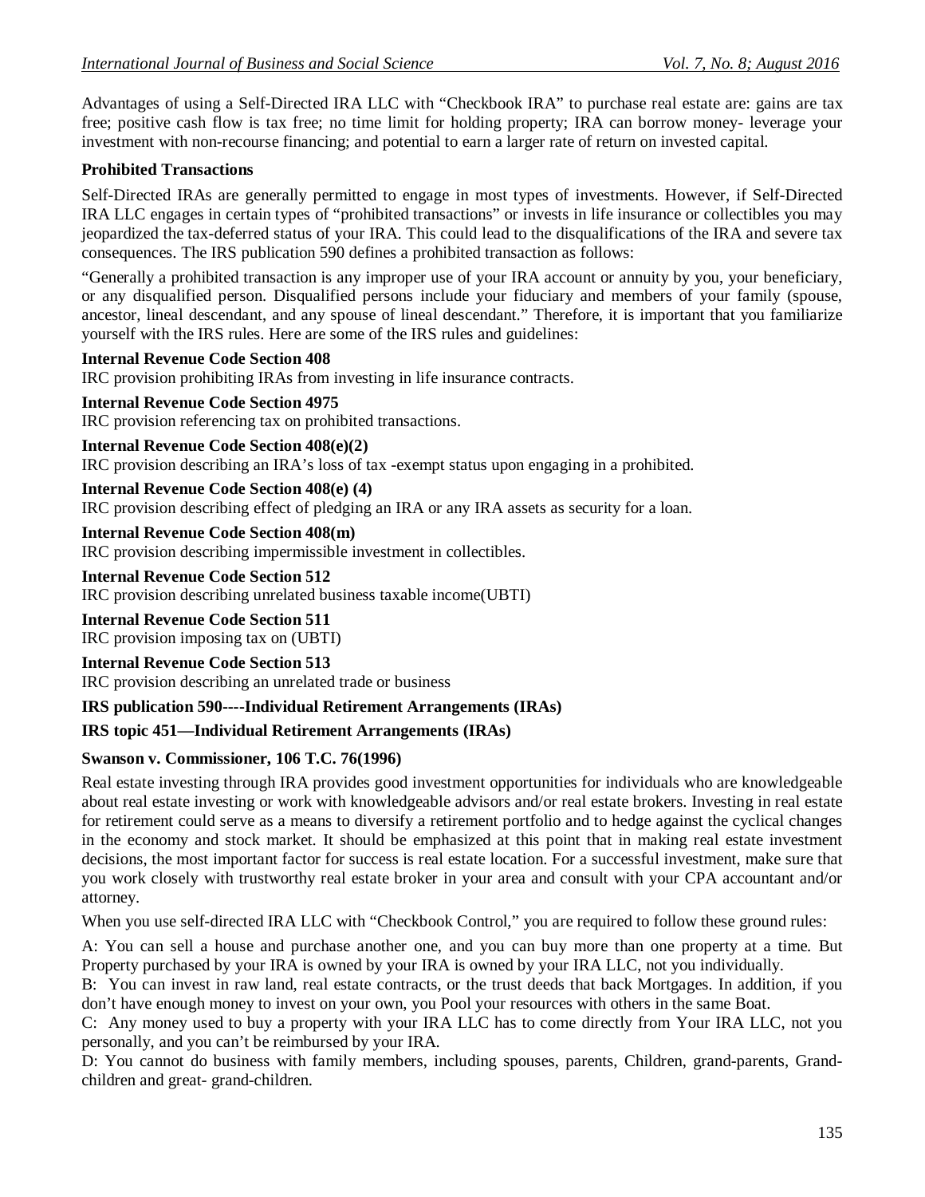Advantages of using a Self-Directed IRA LLC with “Checkbook IRA” to purchase real estate are: gains are tax free; positive cash flow is tax free; no time limit for holding property; IRA can borrow money- leverage your investment with non-recourse financing; and potential to earn a larger rate of return on invested capital.

**Prohibited Transactions**

Self-Directed IRAs are generally permitted to engage in most types of investments. However, if Self-Directed IRA LLC engages in certain types of “prohibited transactions” or invests in life insurance or collectibles you may jeopardized the tax-deferred status of your IRA. This could lead to the disqualifications of the IRA and severe tax consequences. The IRS publication 590 defines a prohibited transaction as follows:

“Generally a prohibited transaction is any improper use of your IRA account or annuity by you, your beneficiary, or any disqualified person. Disqualified persons include your fiduciary and members of your family (spouse, ancestor, lineal descendant, and any spouse of lineal descendant.” Therefore, it is important that you familiarize yourself with the IRS rules. Here are some of the IRS rules and guidelines:

**Internal Revenue Code Section 408**
IRC provision prohibiting IRAs from investing in life insurance contracts.

**Internal Revenue Code Section 4975**
IRC provision referencing tax on prohibited transactions.

**Internal Revenue Code Section 408(e)(2)**
IRC provision describing an IRA’s loss of tax -exempt status upon engaging in a prohibited.

**Internal Revenue Code Section 408(e) (4)**
IRC provision describing effect of pledging an IRA or any IRA assets as security for a loan.

**Internal Revenue Code Section 408(m)**
IRC provision describing impermissible investment in collectibles.

**Internal Revenue Code Section 512**
IRC provision describing unrelated business taxable income(UBTI)

**Internal Revenue Code Section 511**
IRC provision imposing tax on (UBTI)

**Internal Revenue Code Section 513**
IRC provision describing an unrelated trade or business

**IRS publication 590----Individual Retirement Arrangements (IRAs)**

**IRS topic 451—Individual Retirement Arrangements (IRAs)**

**Swanson v. Commissioner, 106 T.C. 76(1996)**

Real estate investing through IRA provides good investment opportunities for individuals who are knowledgeable about real estate investing or work with knowledgeable advisors and/or real estate brokers. Investing in real estate for retirement could serve as a means to diversify a retirement portfolio and to hedge against the cyclical changes in the economy and stock market. It should be emphasized at this point that in making real estate investment decisions, the most important factor for success is real estate location. For a successful investment, make sure that you work closely with trustworthy real estate broker in your area and consult with your CPA accountant and/or attorney.

When you use self-directed IRA LLC with “Checkbook Control,” you are required to follow these ground rules:

A: You can sell a house and purchase another one, and you can buy more than one property at a time. But Property purchased by your IRA is owned by your IRA is owned by your IRA LLC, not you individually.

B: You can invest in raw land, real estate contracts, or the trust deeds that back Mortgages. In addition, if you don’t have enough money to invest on your own, you Pool your resources with others in the same Boat.

C: Any money used to buy a property with your IRA LLC has to come directly from Your IRA LLC, not you personally, and you can’t be reimbursed by your IRA.

D: You cannot do business with family members, including spouses, parents, Children, grand-parents, Grand-children and great- grand-children.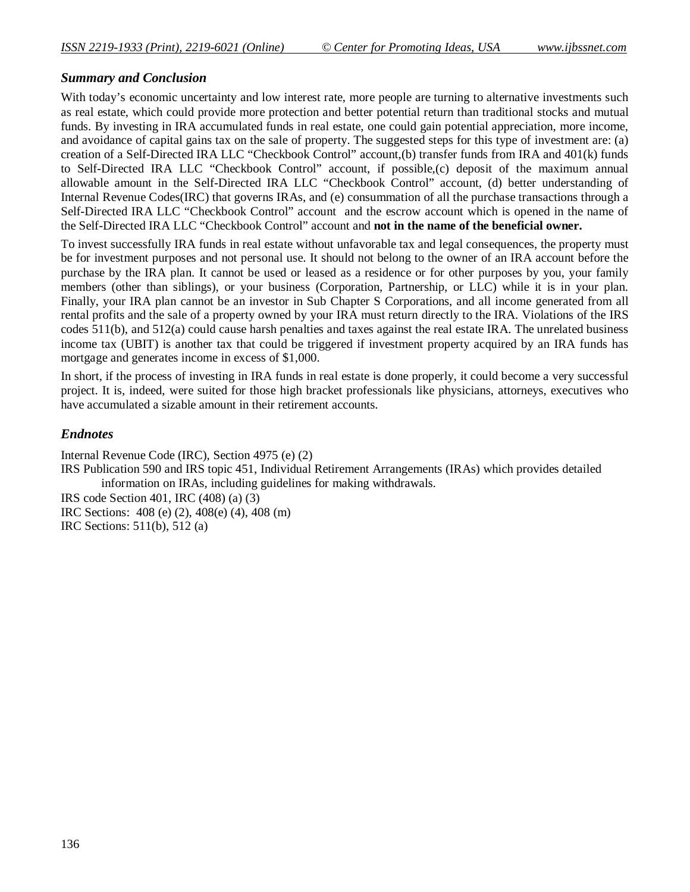### *Summary and Conclusion*

With today's economic uncertainty and low interest rate, more people are turning to alternative investments such as real estate, which could provide more protection and better potential return than traditional stocks and mutual funds. By investing in IRA accumulated funds in real estate, one could gain potential appreciation, more income, and avoidance of capital gains tax on the sale of property. The suggested steps for this type of investment are: (a) creation of a Self-Directed IRA LLC "Checkbook Control" account,(b) transfer funds from IRA and 401(k) funds to Self-Directed IRA LLC "Checkbook Control" account, if possible,(c) deposit of the maximum annual allowable amount in the Self-Directed IRA LLC "Checkbook Control" account, (d) better understanding of Internal Revenue Codes(IRC) that governs IRAs, and (e) consummation of all the purchase transactions through a Self-Directed IRA LLC "Checkbook Control" account and the escrow account which is opened in the name of the Self-Directed IRA LLC "Checkbook Control" account and **not in the name of the beneficial owner.**

To invest successfully IRA funds in real estate without unfavorable tax and legal consequences, the property must be for investment purposes and not personal use. It should not belong to the owner of an IRA account before the purchase by the IRA plan. It cannot be used or leased as a residence or for other purposes by you, your family members (other than siblings), or your business (Corporation, Partnership, or LLC) while it is in your plan. Finally, your IRA plan cannot be an investor in Sub Chapter S Corporations, and all income generated from all rental profits and the sale of a property owned by your IRA must return directly to the IRA. Violations of the IRS codes 511(b), and 512(a) could cause harsh penalties and taxes against the real estate IRA. The unrelated business income tax (UBIT) is another tax that could be triggered if investment property acquired by an IRA funds has mortgage and generates income in excess of $1,000.

In short, if the process of investing in IRA funds in real estate is done properly, it could become a very successful project. It is, indeed, were suited for those high bracket professionals like physicians, attorneys, executives who have accumulated a sizable amount in their retirement accounts.

### *Endnotes*

Internal Revenue Code (IRC), Section 4975 (e) (2)

IRS Publication 590 and IRS topic 451, Individual Retirement Arrangements (IRAs) which provides detailed information on IRAs, including guidelines for making withdrawals.

IRS code Section 401, IRC (408) (a) (3)

IRC Sections: 408 (e) (2), 408(e) (4), 408 (m)

IRC Sections: 511(b), 512 (a)